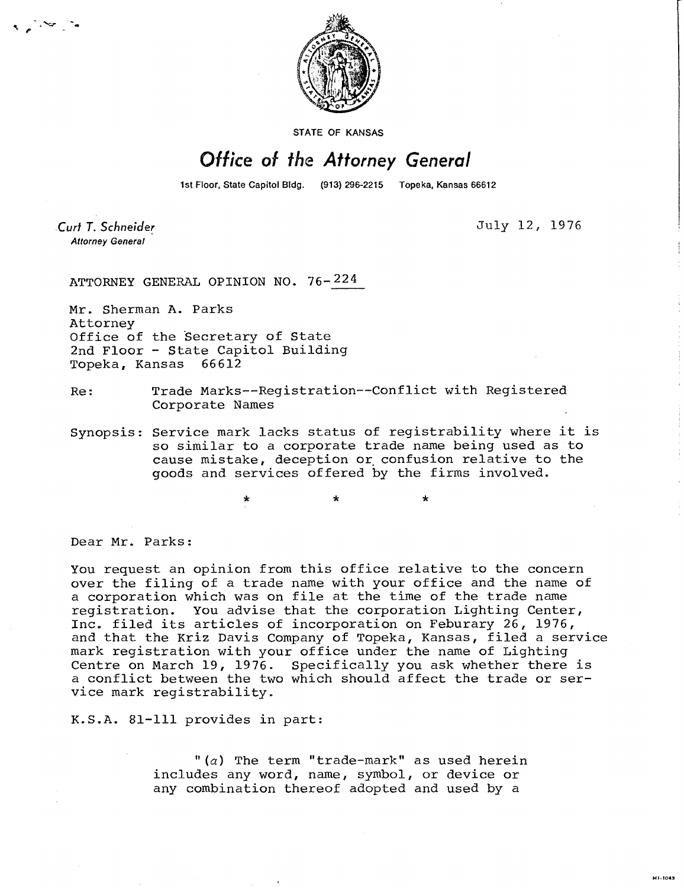STATE OF KANSAS

# Office of the Attorney General

1st Floor, State Capitol Bldg. (913) 296-2215 Topeka, Kansas 66612

Curt T. Schneider
*Attorney General*

July 12, 1976

ATTORNEY GENERAL OPINION NO. 76-224

Mr. Sherman A. Parks
Attorney
Office of the Secretary of State
2nd Floor - State Capitol Building
Topeka, Kansas 66612

Re: Trade Marks--Registration--Conflict with Registered Corporate Names

Synopsis: Service mark lacks status of registrability where it is so similar to a corporate trade name being used as to cause mistake, deception or confusion relative to the goods and services offered by the firms involved.

\* \* \*

Dear Mr. Parks:

You request an opinion from this office relative to the concern over the filing of a trade name with your office and the name of a corporation which was on file at the time of the trade name registration. You advise that the corporation Lighting Center, Inc. filed its articles of incorporation on Feburary 26, 1976, and that the Kriz Davis Company of Topeka, Kansas, filed a service mark registration with your office under the name of Lighting Centre on March 19, 1976. Specifically you ask whether there is a conflict between the two which should affect the trade or service mark registrability.

K.S.A. 81-111 provides in part:

> "(*a*) The term "trade-mark" as used herein includes any word, name, symbol, or device or any combination thereof adopted and used by a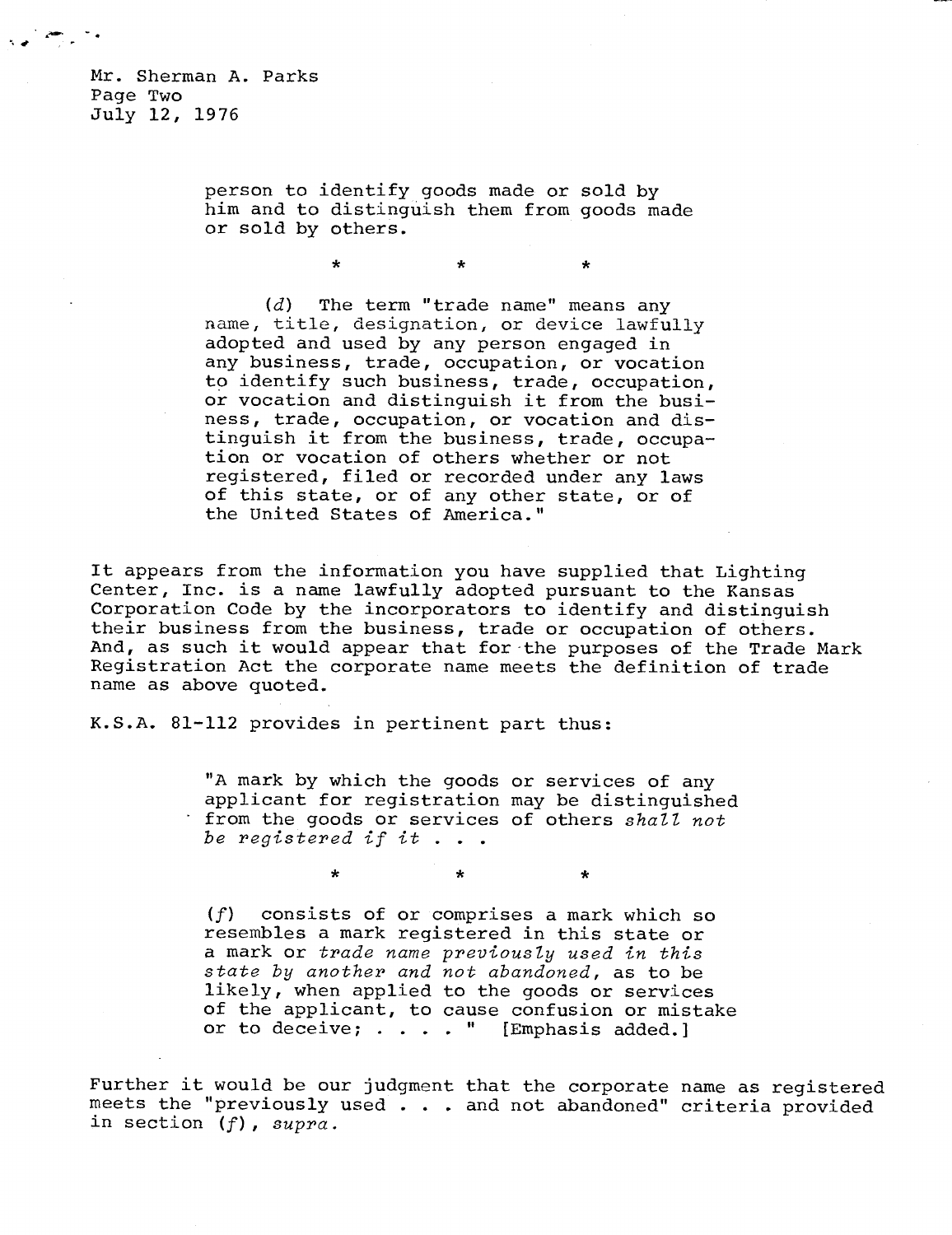Mr. Sherman A. Parks
Page Two
July 12, 1976

> person to identify goods made or sold by him and to distinguish them from goods made or sold by others.
>
> \* \* \*
>
> (*d*) The term "trade name" means any name, title, designation, or device lawfully adopted and used by any person engaged in any business, trade, occupation, or vocation to identify such business, trade, occupation, or vocation and distinguish it from the business, trade, occupation, or vocation and distinguish it from the business, trade, occupation or vocation of others whether or not registered, filed or recorded under any laws of this state, or of any other state, or of the United States of America."

It appears from the information you have supplied that Lighting Center, Inc. is a name lawfully adopted pursuant to the Kansas Corporation Code by the incorporators to identify and distinguish their business from the business, trade or occupation of others. And, as such it would appear that for the purposes of the Trade Mark Registration Act the corporate name meets the definition of trade name as above quoted.

K.S.A. 81-112 provides in pertinent part thus:

> "A mark by which the goods or services of any applicant for registration may be distinguished from the goods or services of others *shall not be registered if it . . .*
>
> \* \* \*
>
> (*f*) consists of or comprises a mark which so resembles a mark registered in this state or a mark or *trade name previously used in this state by another and not abandoned*, as to be likely, when applied to the goods or services of the applicant, to cause confusion or mistake or to deceive; . . . . " [Emphasis added.]

Further it would be our judgment that the corporate name as registered meets the "previously used . . . and not abandoned" criteria provided in section (*f*), *supra*.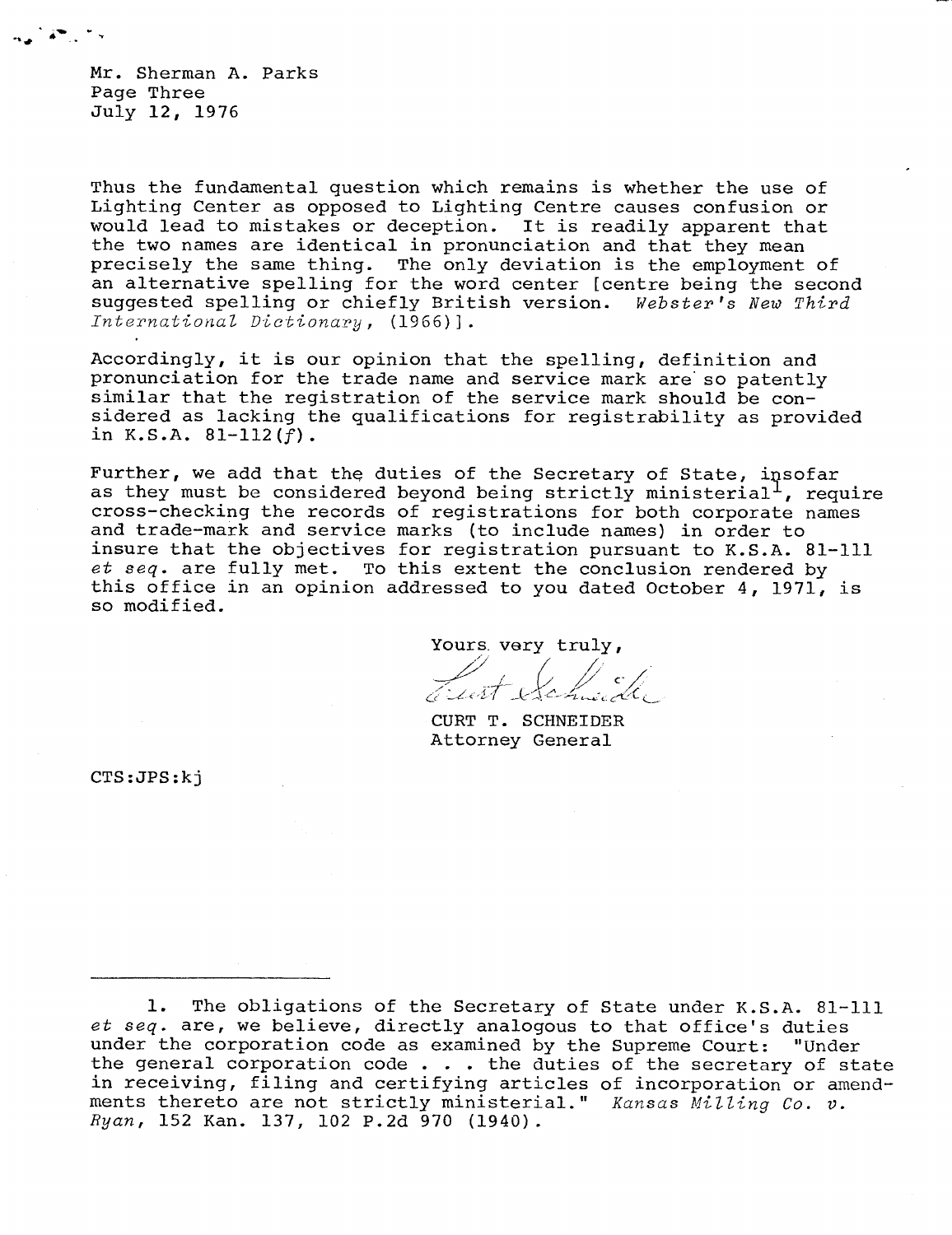Mr. Sherman A. Parks
Page Three
July 12, 1976

Thus the fundamental question which remains is whether the use of Lighting Center as opposed to Lighting Centre causes confusion or would lead to mistakes or deception. It is readily apparent that the two names are identical in pronunciation and that they mean precisely the same thing. The only deviation is the employment of an alternative spelling for the word center [centre being the second suggested spelling or chiefly British version. *Webster's New Third International Dictionary*, (1966)].

Accordingly, it is our opinion that the spelling, definition and pronunciation for the trade name and service mark are so patently similar that the registration of the service mark should be considered as lacking the qualifications for registrability as provided in K.S.A. 81-112(*f*).

Further, we add that the duties of the Secretary of State, insofar as they must be considered beyond being strictly ministerial[1], require cross-checking the records of registrations for both corporate names and trade-mark and service marks (to include names) in order to insure that the objectives for registration pursuant to K.S.A. 81-111 *et seq.* are fully met. To this extent the conclusion rendered by this office in an opinion addressed to you dated October 4, 1971, is so modified.

Yours very truly,

CURT T. SCHNEIDER
Attorney General

CTS:JPS:kj

---

1. The obligations of the Secretary of State under K.S.A. 81-111 *et seq.* are, we believe, directly analogous to that office's duties under the corporation code as examined by the Supreme Court: "Under the general corporation code . . . the duties of the secretary of state in receiving, filing and certifying articles of incorporation or amendments thereto are not strictly ministerial." *Kansas Milling Co. v. Ryan*, 152 Kan. 137, 102 P.2d 970 (1940).